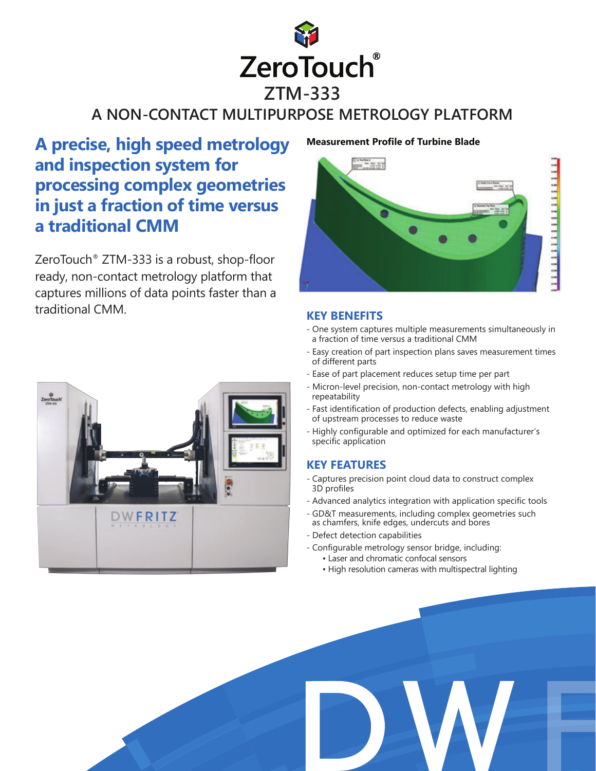# ZeroTouch®

## ZTM-333

## A NON-CONTACT MULTIPURPOSE METROLOGY PLATFORM

**A precise, high speed metrology and inspection system for processing complex geometries in just a fraction of time versus a traditional CMM**

ZeroTouch® ZTM-333 is a robust, shop-floor ready, non-contact metrology platform that captures millions of data points faster than a traditional CMM.

**Measurement Profile of Turbine Blade**

### KEY BENEFITS

- One system captures multiple measurements simultaneously in a fraction of time versus a traditional CMM
- Easy creation of part inspection plans saves measurement times of different parts
- Ease of part placement reduces setup time per part
- Micron-level precision, non-contact metrology with high repeatability
- Fast identification of production defects, enabling adjustment of upstream processes to reduce waste
- Highly configurable and optimized for each manufacturer's specific application

### KEY FEATURES

- Captures precision point cloud data to construct complex 3D profiles
- Advanced analytics integration with application specific tools
- GD&T measurements, including complex geometries such as chamfers, knife edges, undercuts and bores
- Defect detection capabilities
- Configurable metrology sensor bridge, including:
  - Laser and chromatic confocal sensors
  - High resolution cameras with multispectral lighting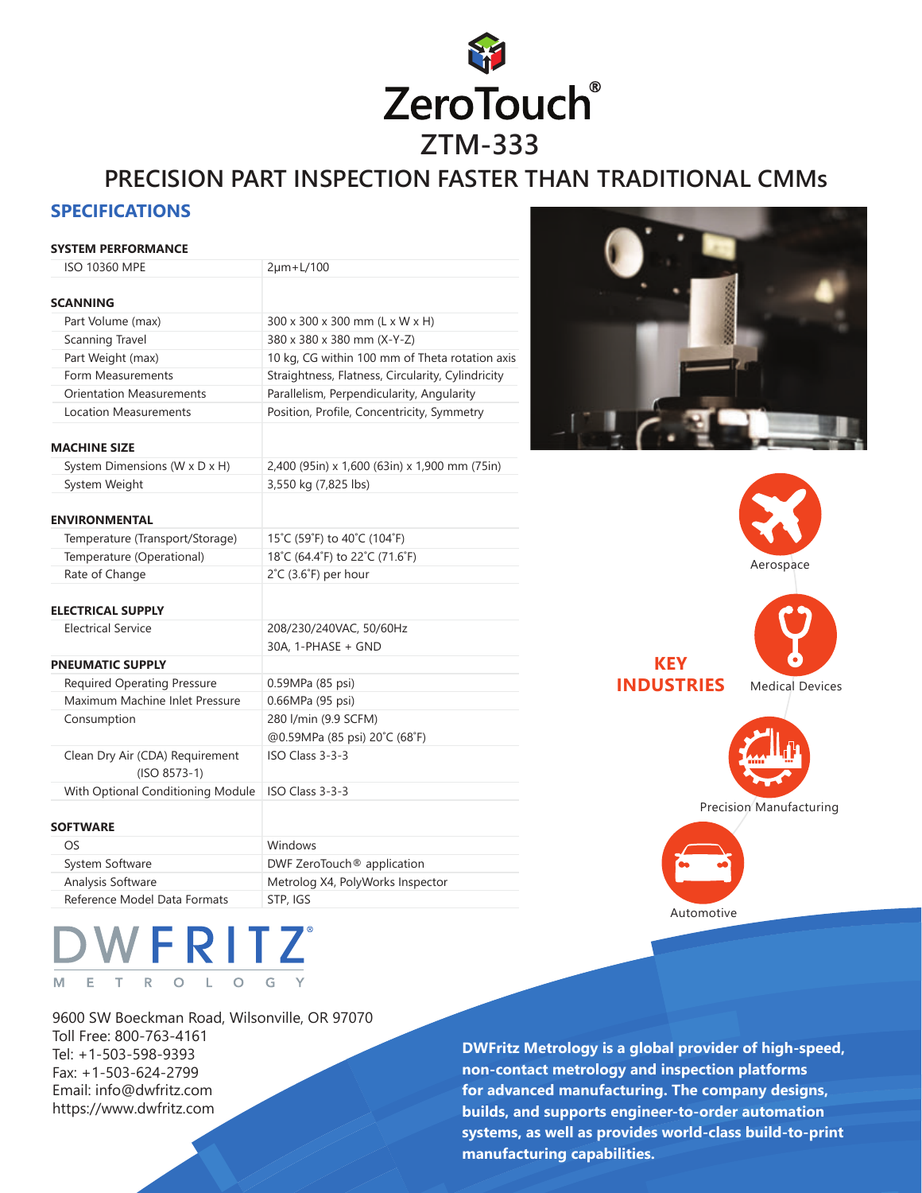# ZeroTouch®

## ZTM-333

## PRECISION PART INSPECTION FASTER THAN TRADITIONAL CMMs

### SPECIFICATIONS

| | |
|---|---|
| **SYSTEM PERFORMANCE** | |
| ISO 10360 MPE | 2µm+L/100 |
| **SCANNING** | |
| Part Volume (max) | 300 x 300 x 300 mm (L x W x H) |
| Scanning Travel | 380 x 380 x 380 mm (X-Y-Z) |
| Part Weight (max) | 10 kg, CG within 100 mm of Theta rotation axis |
| Form Measurements | Straightness, Flatness, Circularity, Cylindricity |
| Orientation Measurements | Parallelism, Perpendicularity, Angularity |
| Location Measurements | Position, Profile, Concentricity, Symmetry |
| **MACHINE SIZE** | |
| System Dimensions (W x D x H) | 2,400 (95in) x 1,600 (63in) x 1,900 mm (75in) |
| System Weight | 3,550 kg (7,825 lbs) |
| **ENVIRONMENTAL** | |
| Temperature (Transport/Storage) | 15˚C (59˚F) to 40˚C (104˚F) |
| Temperature (Operational) | 18˚C (64.4˚F) to 22˚C (71.6˚F) |
| Rate of Change | 2˚C (3.6˚F) per hour |
| **ELECTRICAL SUPPLY** | |
| Electrical Service | 208/230/240VAC, 50/60Hz 30A, 1-PHASE + GND |
| **PNEUMATIC SUPPLY** | |
| Required Operating Pressure | 0.59MPa (85 psi) |
| Maximum Machine Inlet Pressure | 0.66MPa (95 psi) |
| Consumption | 280 l/min (9.9 SCFM) @0.59MPa (85 psi) 20˚C (68˚F) |
| Clean Dry Air (CDA) Requirement (ISO 8573-1) | ISO Class 3-3-3 |
| With Optional Conditioning Module | ISO Class 3-3-3 |
| **SOFTWARE** | |
| OS | Windows |
| System Software | DWF ZeroTouch® application |
| Analysis Software | Metrolog X4, PolyWorks Inspector |
| Reference Model Data Formats | STP, IGS |

**KEY INDUSTRIES**

Aerospace

Medical Devices

Precision Manufacturing

Automotive

DWFRITZ® METROLOGY

9600 SW Boeckman Road, Wilsonville, OR 97070
Toll Free: 800-763-4161
Tel: +1-503-598-9393
Fax: +1-503-624-2799
Email: info@dwfritz.com
https://www.dwfritz.com

**DWFritz Metrology is a global provider of high-speed, non-contact metrology and inspection platforms for advanced manufacturing. The company designs, builds, and supports engineer-to-order automation systems, as well as provides world-class build-to-print manufacturing capabilities.**